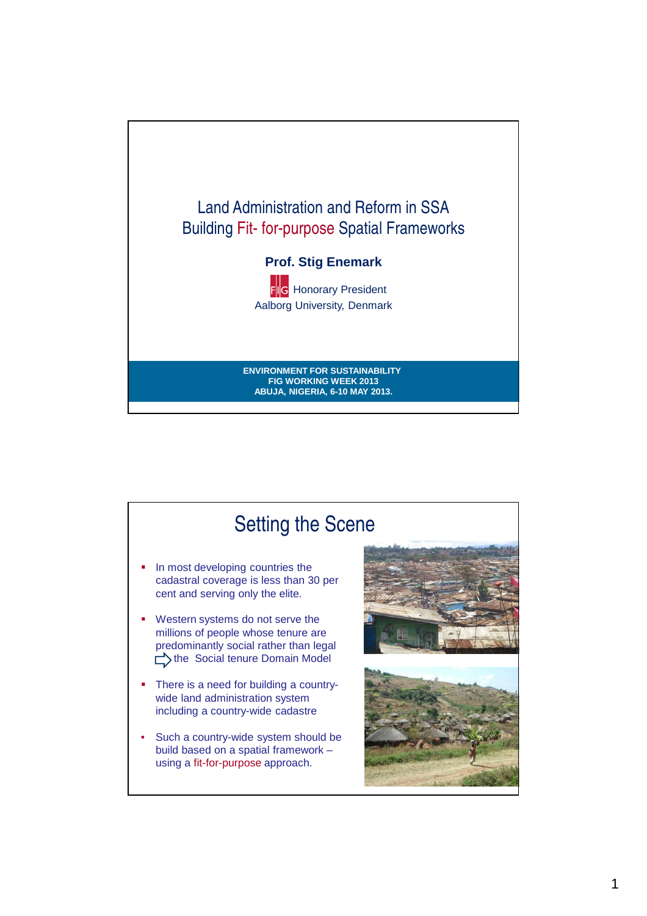# Land Administration and Reform in SSA
## Building Fit- for-purpose Spatial Frameworks

**Prof. Stig Enemark**

FIG Honorary President
Aalborg University, Denmark

**ENVIRONMENT FOR SUSTAINABILITY**
**FIG WORKING WEEK 2013**
**ABUJA, NIGERIA, 6-10 MAY 2013.**

# Setting the Scene

- In most developing countries the cadastral coverage is less than 30 per cent and serving only the elite.
- Western systems do not serve the millions of people whose tenure are predominantly social rather than legal ⇨ the Social tenure Domain Model
- There is a need for building a country-wide land administration system including a country-wide cadastre
- Such a country-wide system should be build based on a spatial framework – using a fit-for-purpose approach.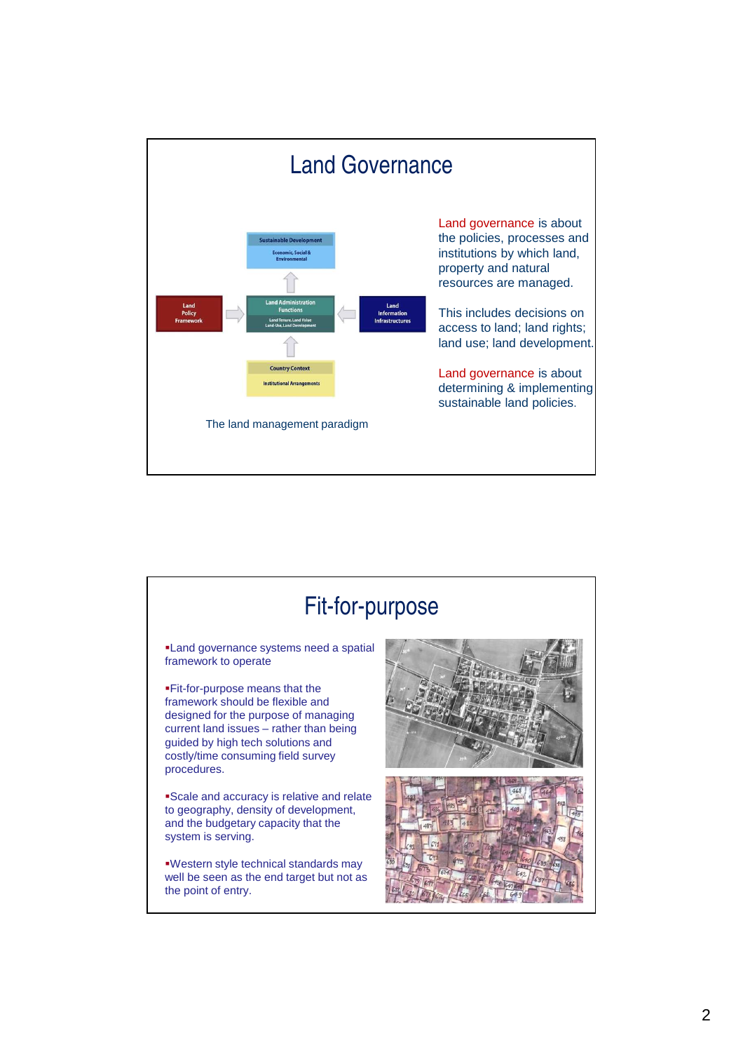# Land Governance

Sustainable Development
Economic, Social & Environmental

Land Policy Framework

Land Administration Functions
Land Tenure, Land Value
Land-Use, Land Development

Land Information Infrastructures

Country Context
Institutional Arrangements

The land management paradigm

Land governance is about the policies, processes and institutions by which land, property and natural resources are managed.

This includes decisions on access to land; land rights; land use; land development.

Land governance is about determining & implementing sustainable land policies.

# Fit-for-purpose

- Land governance systems need a spatial framework to operate
- Fit-for-purpose means that the framework should be flexible and designed for the purpose of managing current land issues – rather than being guided by high tech solutions and costly/time consuming field survey procedures.
- Scale and accuracy is relative and relate to geography, density of development, and the budgetary capacity that the system is serving.
- Western style technical standards may well be seen as the end target but not as the point of entry.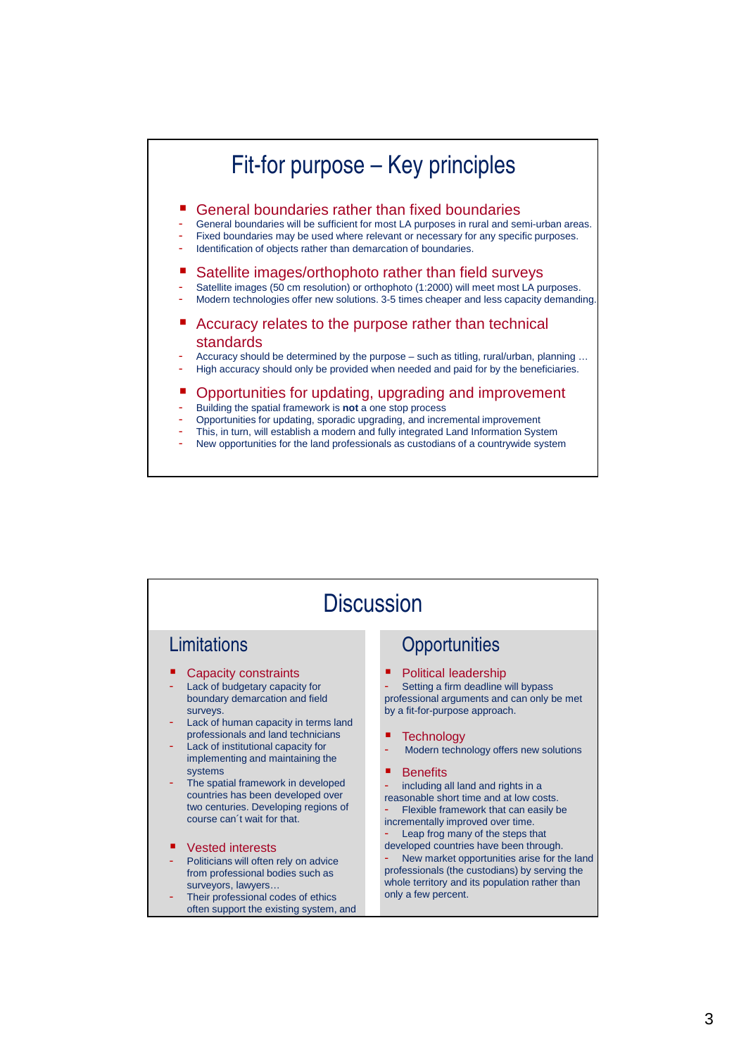# Fit-for purpose – Key principles

## General boundaries rather than fixed boundaries

- General boundaries will be sufficient for most LA purposes in rural and semi-urban areas.
- Fixed boundaries may be used where relevant or necessary for any specific purposes.
- Identification of objects rather than demarcation of boundaries.

## Satellite images/orthophoto rather than field surveys

- Satellite images (50 cm resolution) or orthophoto (1:2000) will meet most LA purposes.
- Modern technologies offer new solutions. 3-5 times cheaper and less capacity demanding.

## Accuracy relates to the purpose rather than technical standards

- Accuracy should be determined by the purpose – such as titling, rural/urban, planning …
- High accuracy should only be provided when needed and paid for by the beneficiaries.

## Opportunities for updating, upgrading and improvement

- Building the spatial framework is **not** a one stop process
- Opportunities for updating, sporadic upgrading, and incremental improvement
- This, in turn, will establish a modern and fully integrated Land Information System
- New opportunities for the land professionals as custodians of a countrywide system

# Discussion

## Limitations

### Capacity constraints

- Lack of budgetary capacity for boundary demarcation and field surveys.
- Lack of human capacity in terms land professionals and land technicians
- Lack of institutional capacity for implementing and maintaining the systems
- The spatial framework in developed countries has been developed over two centuries. Developing regions of course can´t wait for that.

### Vested interests

- Politicians will often rely on advice from professional bodies such as surveyors, lawyers…
- Their professional codes of ethics often support the existing system, and

## Opportunities

### Political leadership

- Setting a firm deadline will bypass professional arguments and can only be met by a fit-for-purpose approach.

### Technology

- Modern technology offers new solutions

### Benefits

- including all land and rights in a reasonable short time and at low costs.
- Flexible framework that can easily be incrementally improved over time.
- Leap frog many of the steps that developed countries have been through.
- New market opportunities arise for the land professionals (the custodians) by serving the whole territory and its population rather than only a few percent.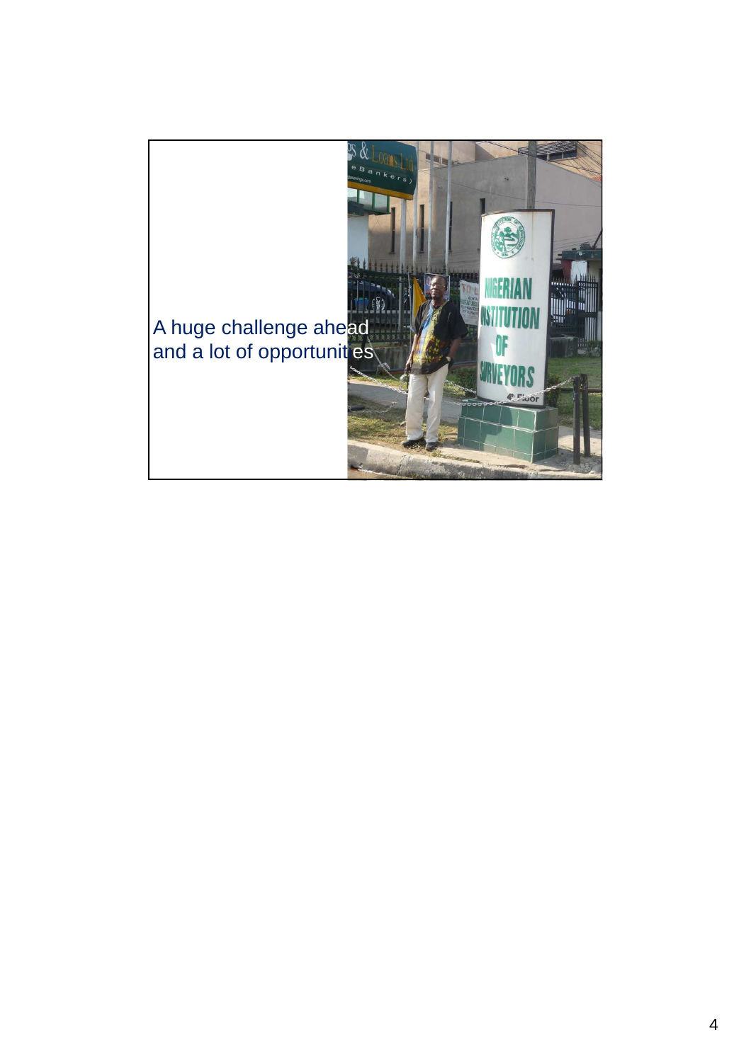A huge challenge ahead
and a lot of opportunities